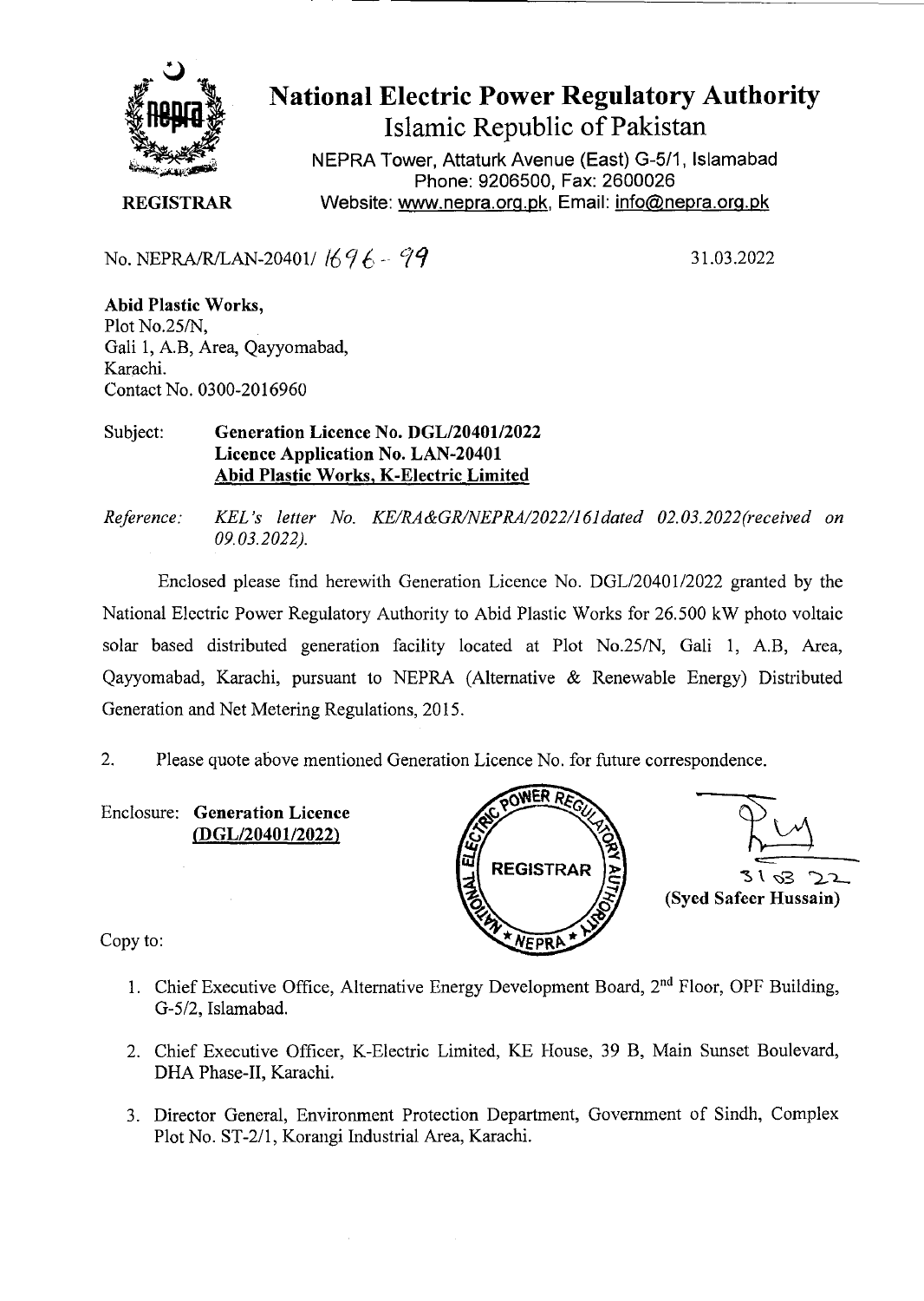# National Electric Power Regulatory Authority

## Islamic Republic of Pakistan

NEPRA Tower, Attaturk Avenue (East) G-5/1, Islamabad
Phone: 9206500, Fax: 2600026
Website: www.nepra.org.pk, Email: info@nepra.org.pk

**REGISTRAR**

No. NEPRA/R/LAN-20401/ 1696 - 99

31.03.2022

**Abid Plastic Works,**
Plot No.25/N,
Gali 1, A.B, Area, Qayyomabad,
Karachi.
Contact No. 0300-2016960

Subject: **Generation Licence No. DGL/20401/2022**
**Licence Application No. LAN-20401**
**Abid Plastic Works, K-Electric Limited**

*Reference: KEL's letter No. KE/RA&GR/NEPRA/2022/161dated 02.03.2022(received on 09.03.2022).*

Enclosed please find herewith Generation Licence No. DGL/20401/2022 granted by the National Electric Power Regulatory Authority to Abid Plastic Works for 26.500 kW photo voltaic solar based distributed generation facility located at Plot No.25/N, Gali 1, A.B, Area, Qayyomabad, Karachi, pursuant to NEPRA (Alternative & Renewable Energy) Distributed Generation and Net Metering Regulations, 2015.

2. Please quote above mentioned Generation Licence No. for future correspondence.

Enclosure: **Generation Licence (DGL/20401/2022)**

31 03 22
**(Syed Safeer Hussain)**

Copy to:

1. Chief Executive Office, Alternative Energy Development Board, 2nd Floor, OPF Building, G-5/2, Islamabad.
2. Chief Executive Officer, K-Electric Limited, KE House, 39 B, Main Sunset Boulevard, DHA Phase-II, Karachi.
3. Director General, Environment Protection Department, Government of Sindh, Complex Plot No. ST-2/1, Korangi Industrial Area, Karachi.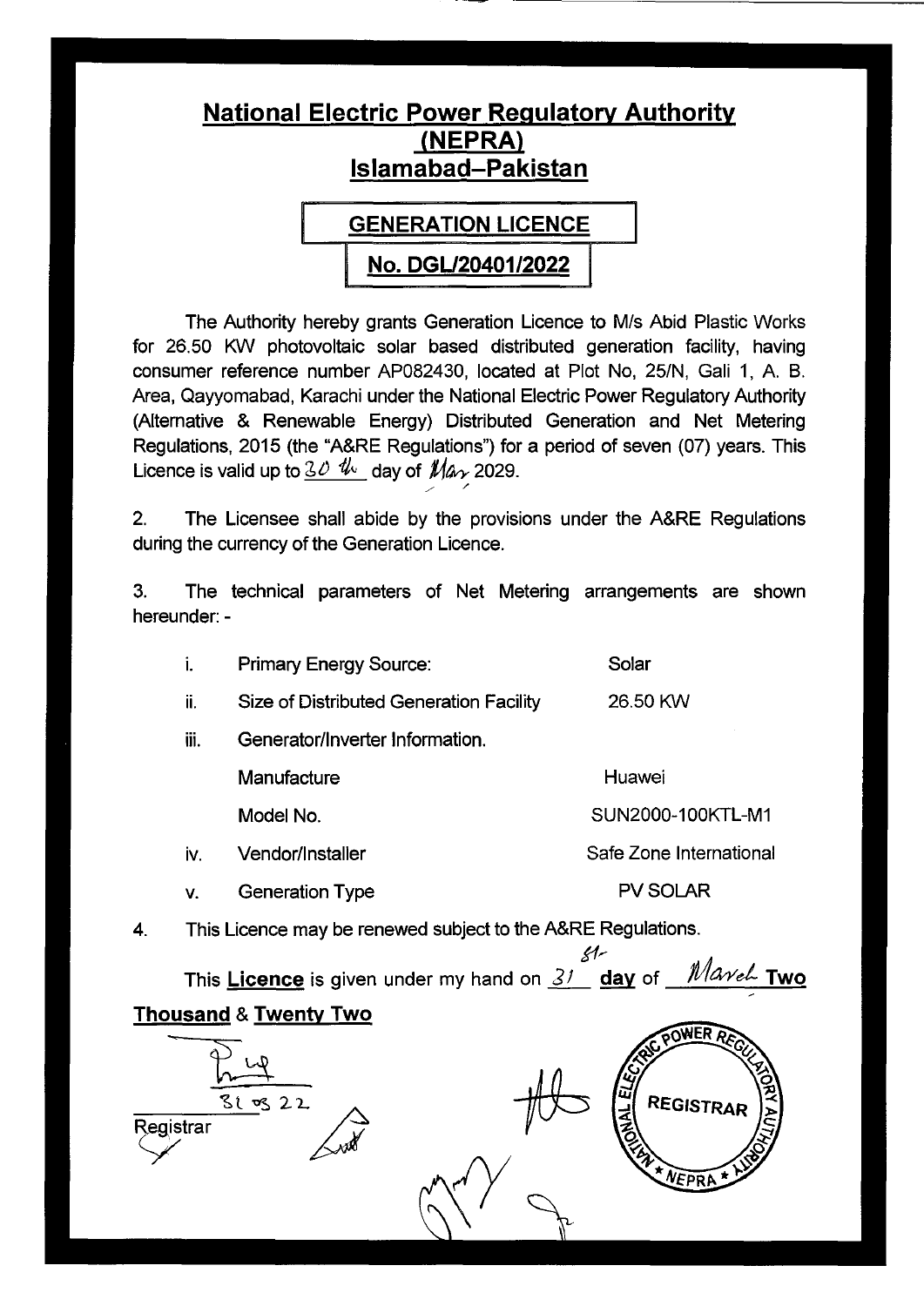# National Electric Power Regulatory Authority (NEPRA) Islamabad–Pakistan

## GENERATION LICENCE

## No. DGL/20401/2022

The Authority hereby grants Generation Licence to M/s Abid Plastic Works for 26.50 KW photovoltaic solar based distributed generation facility, having consumer reference number AP082430, located at Plot No, 25/N, Gali 1, A. B. Area, Qayyomabad, Karachi under the National Electric Power Regulatory Authority (Alternative & Renewable Energy) Distributed Generation and Net Metering Regulations, 2015 (the "A&RE Regulations") for a period of seven (07) years. This Licence is valid up to 30 th day of Mar 2029.

2. The Licensee shall abide by the provisions under the A&RE Regulations during the currency of the Generation Licence.

3. The technical parameters of Net Metering arrangements are shown hereunder: -

| | | |
|---|---|---|
| i. | Primary Energy Source: | Solar |
| ii. | Size of Distributed Generation Facility | 26.50 KW |
| iii. | Generator/Inverter Information. | |
| | Manufacture | Huawei |
| | Model No. | SUN2000-100KTL-M1 |
| iv. | Vendor/Installer | Safe Zone International |
| v. | Generation Type | PV SOLAR |

4. This Licence may be renewed subject to the A&RE Regulations.

This **Licence** is given under my hand on 31 st **day** of March **Two Thousand** & **Twenty Two**

31 03 22

Registrar

REGISTRAR
NATIONAL ELECTRIC POWER REGULATORY AUTHORITY
★ NEPRA ★